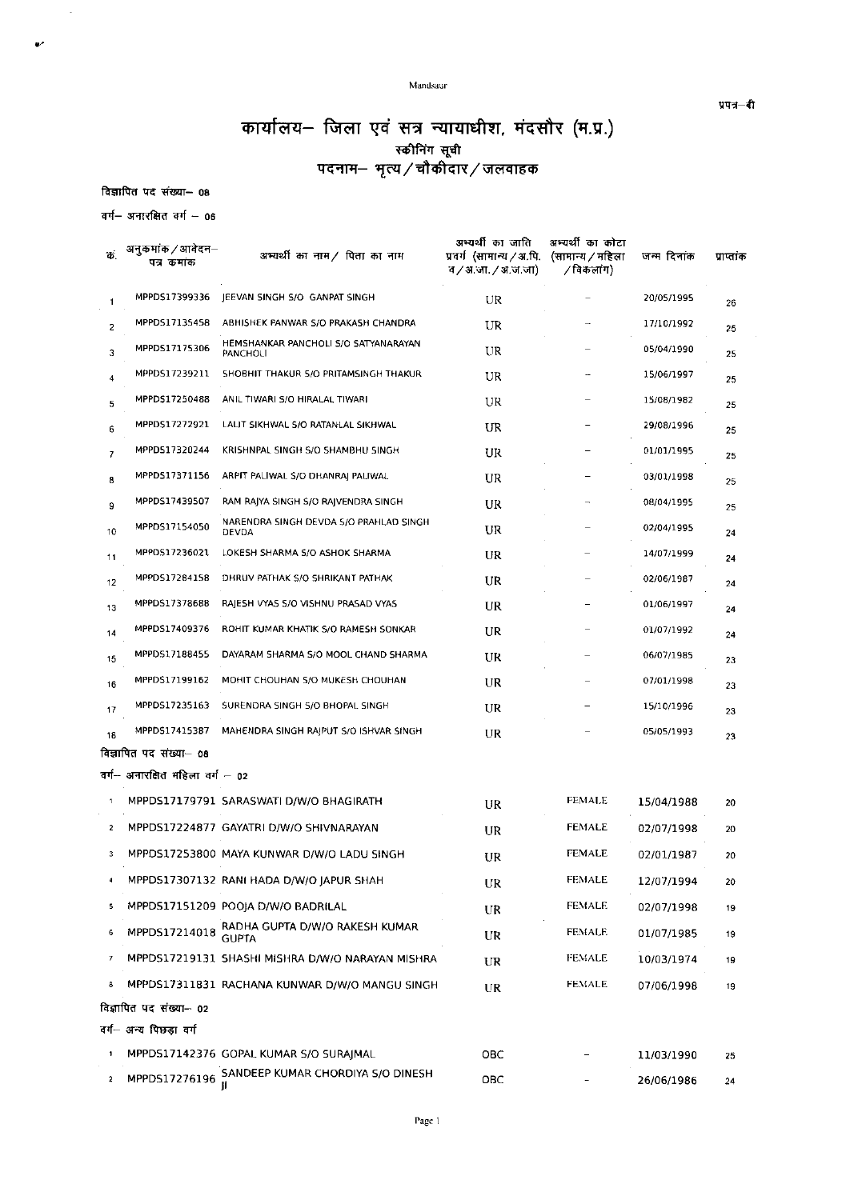Mandsaur

प्रपत्र–बी

# कार्यालय– जिला एवं सत्र न्यायाधीश, मंदसौर (म.प्र.)

## स्कीनिंग सूची

## पदनाम– भृत्य / चौकीदार / जलवाहक

विज्ञापित पद संख्या– 08

वर्ग– अनारक्षित वर्ग – 06

| क्र. | अनुकमांक / आवेदन–पत्र कमांक | अभ्यर्थी का नाम / पिता का नाम | अभ्यर्थी का जाति प्रवर्ग (सामान्य / अ.पि.व / अ.जा. / अ.ज.जा) | अभ्यर्थी का कोटा (सामान्य / महिला / विकलांग) | जन्म दिनांक | प्राप्तांक |
|---|---|---|---|---|---|---|
| 1 | MPPDS17399336 | JEEVAN SINGH S/O GANPAT SINGH | UR | – | 20/05/1995 | 26 |
| 2 | MPPDS17135458 | ABHISHEK PANWAR S/O PRAKASH CHANDRA | UR | – | 17/10/1992 | 25 |
| 3 | MPPDS17175306 | HEMSHANKAR PANCHOLI S/O SATYANARAYAN PANCHOLI | UR | – | 05/04/1990 | 25 |
| 4 | MPPDS17239211 | SHOBHIT THAKUR S/O PRITAMSINGH THAKUR | UR | – | 15/06/1997 | 25 |
| 5 | MPPDS17250488 | ANIL TIWARI S/O HIRALAL TIWARI | UR | – | 15/08/1982 | 25 |
| 6 | MPPDS17272921 | LALIT SIKHWAL S/O RATANLAL SIKHWAL | UR | – | 29/08/1996 | 25 |
| 7 | MPPDS17320244 | KRISHNPAL SINGH S/O SHAMBHU SINGH | UR | – | 01/01/1995 | 25 |
| 8 | MPPDS17371156 | ARPIT PALIWAL S/O DHANRAJ PALIWAL | UR | – | 03/01/1998 | 25 |
| 9 | MPPDS17439507 | RAM RAJYA SINGH S/O RAJVENDRA SINGH | UR | – | 08/04/1995 | 25 |
| 10 | MPPDS17154050 | NARENDRA SINGH DEVDA S/O PRAHLAD SINGH DEVDA | UR | – | 02/04/1995 | 24 |
| 11 | MPPDS17236021 | LOKESH SHARMA S/O ASHOK SHARMA | UR | – | 14/07/1999 | 24 |
| 12 | MPPDS17284158 | DHRUV PATHAK S/O SHRIKANT PATHAK | UR | – | 02/06/1987 | 24 |
| 13 | MPPDS17378688 | RAJESH VYAS S/O VISHNU PRASAD VYAS | UR | – | 01/06/1997 | 24 |
| 14 | MPPDS17409376 | ROHIT KUMAR KHATIK S/O RAMESH SONKAR | UR | – | 01/07/1992 | 24 |
| 15 | MPPDS17188455 | DAYARAM SHARMA S/O MOOL CHAND SHARMA | UR | – | 06/07/1985 | 23 |
| 16 | MPPDS17199162 | MOHIT CHOUHAN S/O MUKESH CHOUHAN | UR | – | 07/01/1998 | 23 |
| 17 | MPPDS17235163 | SURENDRA SINGH S/O BHOPAL SINGH | UR | – | 15/10/1996 | 23 |
| 18 | MPPDS17415387 | MAHENDRA SINGH RAJPUT S/O ISHVAR SINGH | UR | – | 05/05/1993 | 23 |

विज्ञापित पद संख्या– 08

वर्ग– अनारक्षित महिला वर्ग – 02

| क्र. | अनुकमांक / आवेदन–पत्र कमांक | अभ्यर्थी का नाम / पिता का नाम | अभ्यर्थी का जाति प्रवर्ग | अभ्यर्थी का कोटा | जन्म दिनांक | प्राप्तांक |
|---|---|---|---|---|---|---|
| 1 | MPPDS17179791 | SARASWATI D/W/O BHAGIRATH | UR | FEMALE | 15/04/1988 | 20 |
| 2 | MPPDS17224877 | GAYATRI D/W/O SHIVNARAYAN | UR | FEMALE | 02/07/1998 | 20 |
| 3 | MPPDS17253800 | MAYA KUNWAR D/W/O LADU SINGH | UR | FEMALE | 02/01/1987 | 20 |
| 4 | MPPDS17307132 | RANI HADA D/W/O JAPUR SHAH | UR | FEMALE | 12/07/1994 | 20 |
| 5 | MPPDS17151209 | POOJA D/W/O BADRILAL | UR | FEMALE | 02/07/1998 | 19 |
| 6 | MPPDS17214018 | RADHA GUPTA D/W/O RAKESH KUMAR GUPTA | UR | FEMALE | 01/07/1985 | 19 |
| 7 | MPPDS17219131 | SHASHI MISHRA D/W/O NARAYAN MISHRA | UR | FEMALE | 10/03/1974 | 19 |
| 8 | MPPDS17311831 | RACHANA KUNWAR D/W/O MANGU SINGH | UR | FEMALE | 07/06/1998 | 19 |

विज्ञापित पद संख्या– 02

वर्ग– अन्य पिछड़ा वर्ग

| क्र. | अनुकमांक / आवेदन–पत्र कमांक | अभ्यर्थी का नाम / पिता का नाम | अभ्यर्थी का जाति प्रवर्ग | अभ्यर्थी का कोटा | जन्म दिनांक | प्राप्तांक |
|---|---|---|---|---|---|---|
| 1 | MPPDS17142376 | GOPAL KUMAR S/O SURAJMAL | OBC | – | 11/03/1990 | 25 |
| 2 | MPPDS17276196 | SANDEEP KUMAR CHORDIYA S/O DINESH JI | OBC | – | 26/06/1986 | 24 |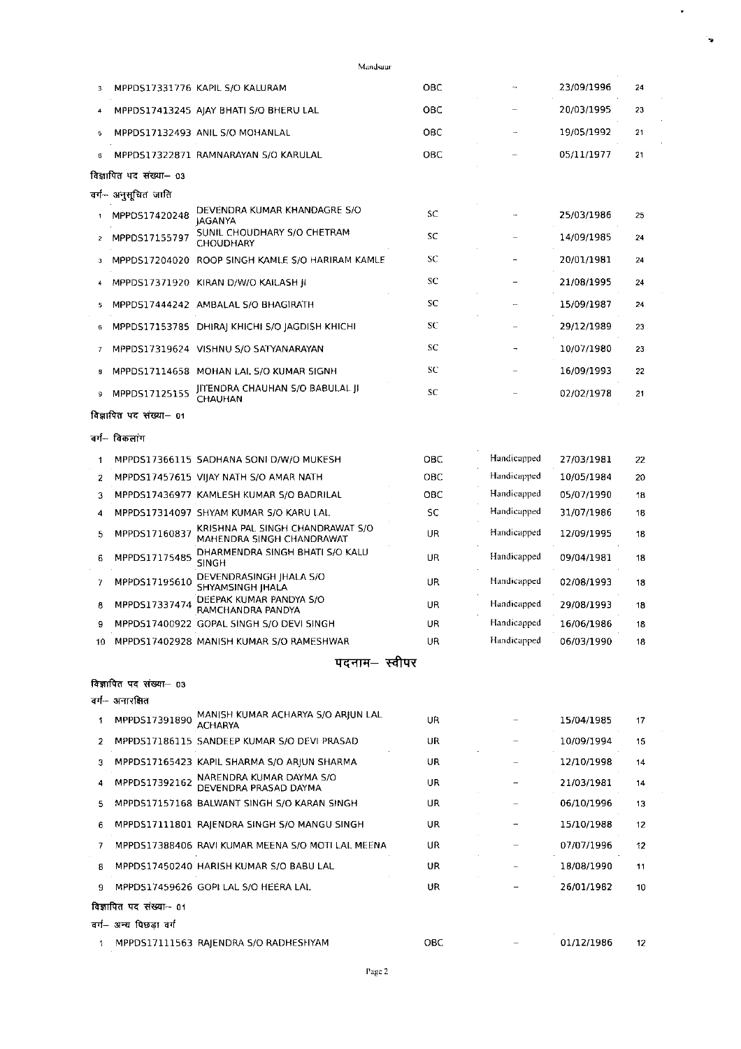| | | | | | | |
|---|---|---|---|---|---|---|
| 3 | MPPDS17331776 | KAPIL S/O KALURAM | OBC | – | 23/09/1996 | 24 |
| 4 | MPPDS17413245 | AJAY BHATI S/O BHERU LAL | OBC | – | 20/03/1995 | 23 |
| 5 | MPPDS17132493 | ANIL S/O MOHANLAL | OBC | – | 19/05/1992 | 21 |
| 6 | MPPDS17322871 | RAMNARAYAN S/O KARULAL | OBC | – | 05/11/1977 | 21 |

विज्ञापित पद संख्या– 03

वर्ग– अनुसूचित जाति

| | | | | | | |
|---|---|---|---|---|---|---|
| 1 | MPPDS17420248 | DEVENDRA KUMAR KHANDAGRE S/O JAGANYA | SC | – | 25/03/1986 | 25 |
| 2 | MPPDS17155797 | SUNIL CHOUDHARY S/O CHETRAM CHOUDHARY | SC | – | 14/09/1985 | 24 |
| 3 | MPPDS17204020 | ROOP SINGH KAMLE S/O HARIRAM KAMLE | SC | – | 20/01/1981 | 24 |
| 4 | MPPDS17371920 | KIRAN D/W/O KAILASH JI | SC | – | 21/08/1995 | 24 |
| 5 | MPPDS17444242 | AMBALAL S/O BHAGIRATH | SC | – | 15/09/1987 | 24 |
| 6 | MPPDS17153785 | DHIRAJ KHICHI S/O JAGDISH KHICHI | SC | – | 29/12/1989 | 23 |
| 7 | MPPDS17319624 | VISHNU S/O SATYANARAYAN | SC | – | 10/07/1980 | 23 |
| 8 | MPPDS17114658 | MOHAN LAL S/O KUMAR SIGNH | SC | – | 16/09/1993 | 22 |
| 9 | MPPDS17125155 | JITENDRA CHAUHAN S/O BABULAL JI CHAUHAN | SC | – | 02/02/1978 | 21 |

विज्ञापित पद संख्या– 01

वर्ग– विकलांग

| | | | | | | |
|---|---|---|---|---|---|---|
| 1 | MPPDS17366115 | SADHANA SONI D/W/O MUKESH | OBC | Handicapped | 27/03/1981 | 22 |
| 2 | MPPDS17457615 | VIJAY NATH S/O AMAR NATH | OBC | Handicapped | 10/05/1984 | 20 |
| 3 | MPPDS17436977 | KAMLESH KUMAR S/O BADRILAL | OBC | Handicapped | 05/07/1990 | 18 |
| 4 | MPPDS17314097 | SHYAM KUMAR S/O KARU LAL | SC | Handicapped | 31/07/1986 | 18 |
| 5 | MPPDS17160837 | KRISHNA PAL SINGH CHANDRAWAT S/O MAHENDRA SINGH CHANDRAWAT | UR | Handicapped | 12/09/1995 | 18 |
| 6 | MPPDS17175485 | DHARMENDRA SINGH BHATI S/O KALU SINGH | UR | Handicapped | 09/04/1981 | 18 |
| 7 | MPPDS17195610 | DEVENDRASINGH JHALA S/O SHYAMSINGH JHALA | UR | Handicapped | 02/08/1993 | 18 |
| 8 | MPPDS17337474 | DEEPAK KUMAR PANDYA S/O RAMCHANDRA PANDYA | UR | Handicapped | 29/08/1993 | 18 |
| 9 | MPPDS17400922 | GOPAL SINGH S/O DEVI SINGH | UR | Handicapped | 16/06/1986 | 18 |
| 10 | MPPDS17402928 | MANISH KUMAR S/O RAMESHWAR | UR | Handicapped | 06/03/1990 | 18 |

## पदनाम– स्वीपर

विज्ञापित पद संख्या– 03

वर्ग– अनारक्षित

| | | | | | | |
|---|---|---|---|---|---|---|
| 1 | MPPDS17391890 | MANISH KUMAR ACHARYA S/O ARJUN LAL ACHARYA | UR | – | 15/04/1985 | 17 |
| 2 | MPPDS17186115 | SANDEEP KUMAR S/O DEVI PRASAD | UR | – | 10/09/1994 | 15 |
| 3 | MPPDS17165423 | KAPIL SHARMA S/O ARJUN SHARMA | UR | – | 12/10/1998 | 14 |
| 4 | MPPDS17392162 | NARENDRA KUMAR DAYMA S/O DEVENDRA PRASAD DAYMA | UR | – | 21/03/1981 | 14 |
| 5 | MPPDS17157168 | BALWANT SINGH S/O KARAN SINGH | UR | – | 06/10/1996 | 13 |
| 6 | MPPDS17111801 | RAJENDRA SINGH S/O MANGU SINGH | UR | – | 15/10/1988 | 12 |
| 7 | MPPDS17388406 | RAVI KUMAR MEENA S/O MOTI LAL MEENA | UR | – | 07/07/1996 | 12 |
| 8 | MPPDS17450240 | HARISH KUMAR S/O BABU LAL | UR | – | 18/08/1990 | 11 |
| 9 | MPPDS17459626 | GOPI LAL S/O HEERA LAL | UR | – | 26/01/1982 | 10 |

विज्ञापित पद संख्या– 01

वर्ग– अन्य पिछड़ा वर्ग

| | | | | | | |
|---|---|---|---|---|---|---|
| 1 | MPPDS17111563 | RAJENDRA S/O RADHESHYAM | OBC | – | 01/12/1986 | 12 |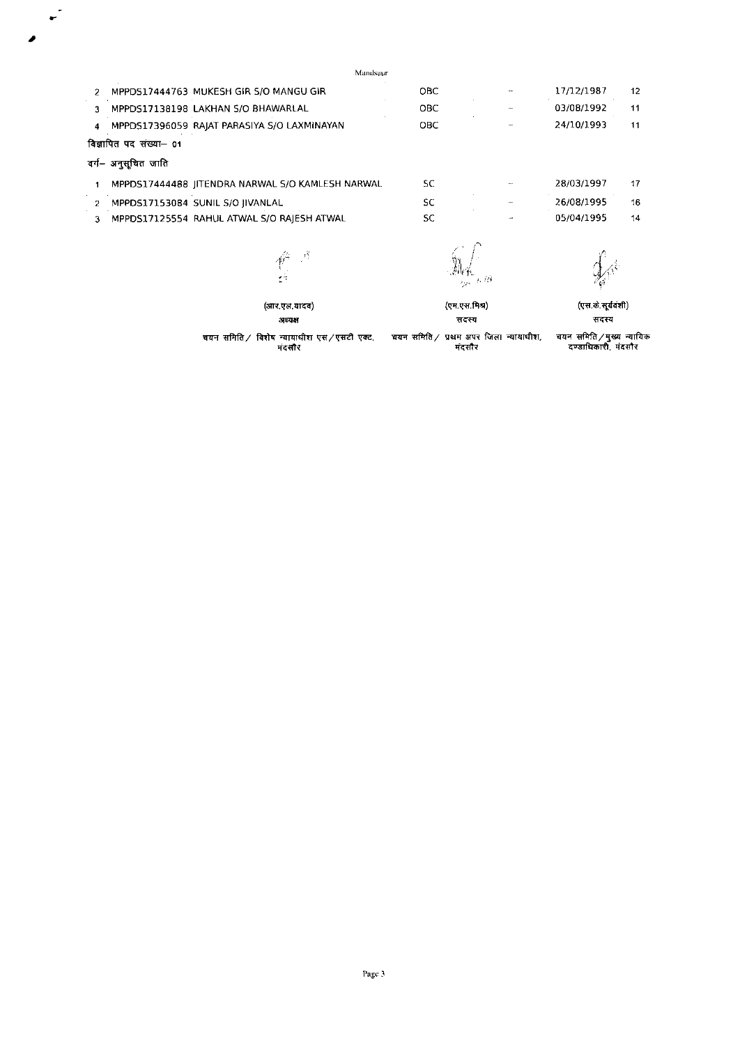Mandsaur

| | | | | | | |
|---|---|---|---|---|---|---|
| 2 | MPPDS17444763 | MUKESH GIR S/O MANGU GIR | OBC | – | 17/12/1987 | 12 |
| 3 | MPPDS17138198 | LAKHAN S/O BHAWARLAL | OBC | – | 03/08/1992 | 11 |
| 4 | MPPDS17396059 | RAJAT PARASIYA S/O LAXMINAYAN | OBC | – | 24/10/1993 | 11 |

विज्ञापित पद संख्या– 01

वर्ग– अनुसूचित जाति

| | | | | | | |
|---|---|---|---|---|---|---|
| 1 | MPPDS17444488 | JITENDRA NARWAL S/O KAMLESH NARWAL | SC | – | 28/03/1997 | 17 |
| 2 | MPPDS17153084 | SUNIL S/O JIVANLAL | SC | – | 26/08/1995 | 16 |
| 3 | MPPDS17125554 | RAHUL ATWAL S/O RAJESH ATWAL | SC | – | 05/04/1995 | 14 |

| (आर.एल.यादव) | (एम.एस.मिश्र) | (एस.के.सूर्यवंशी) |
|---|---|---|
| अध्यक्ष | सदस्य | सदस्य |
| चयन समिति / विशेष न्यायाधीश एस/एसटी एक्ट, मंदसौर | चयन समिति / प्रथम अपर जिला न्यायाधीश, मंदसौर | चयन समिति / मुख्य न्यायिक दण्डाधिकारी, मंदसौर |